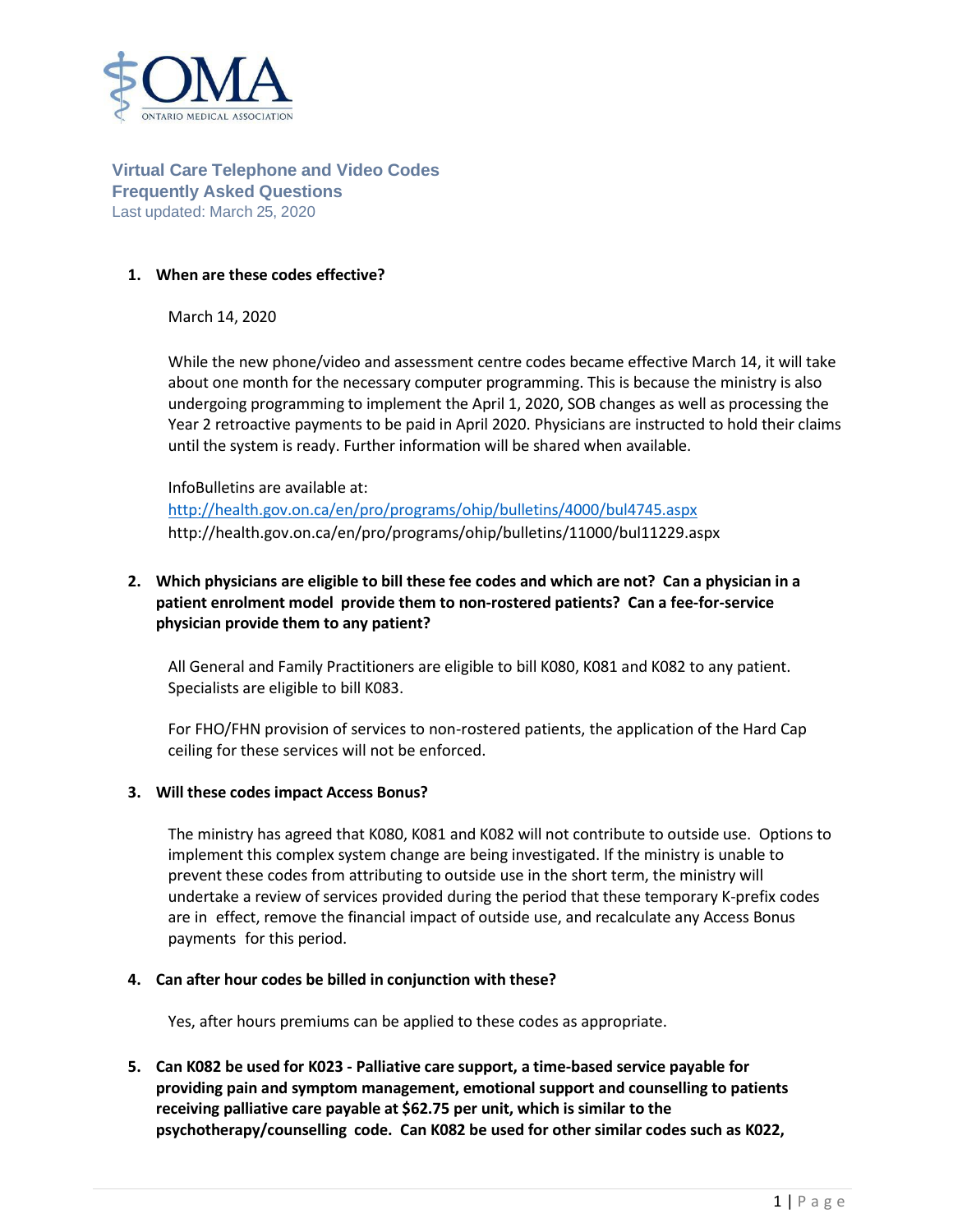# Virtual Care Telephone and Video Codes
## Frequently Asked Questions

Last updated: March 25, 2020

**1. When are these codes effective?**

March 14, 2020

While the new phone/video and assessment centre codes became effective March 14, it will take about one month for the necessary computer programming. This is because the ministry is also undergoing programming to implement the April 1, 2020, SOB changes as well as processing the Year 2 retroactive payments to be paid in April 2020. Physicians are instructed to hold their claims until the system is ready. Further information will be shared when available.

InfoBulletins are available at:
[http://health.gov.on.ca/en/pro/programs/ohip/bulletins/4000/bul4745.aspx](http://health.gov.on.ca/en/pro/programs/ohip/bulletins/4000/bul4745.aspx)
http://health.gov.on.ca/en/pro/programs/ohip/bulletins/11000/bul11229.aspx

**2. Which physicians are eligible to bill these fee codes and which are not? Can a physician in a patient enrolment model provide them to non-rostered patients? Can a fee-for-service physician provide them to any patient?**

All General and Family Practitioners are eligible to bill K080, K081 and K082 to any patient. Specialists are eligible to bill K083.

For FHO/FHN provision of services to non-rostered patients, the application of the Hard Cap ceiling for these services will not be enforced.

**3. Will these codes impact Access Bonus?**

The ministry has agreed that K080, K081 and K082 will not contribute to outside use. Options to implement this complex system change are being investigated. If the ministry is unable to prevent these codes from attributing to outside use in the short term, the ministry will undertake a review of services provided during the period that these temporary K-prefix codes are in effect, remove the financial impact of outside use, and recalculate any Access Bonus payments for this period.

**4. Can after hour codes be billed in conjunction with these?**

Yes, after hours premiums can be applied to these codes as appropriate.

**5. Can K082 be used for K023 - Palliative care support, a time-based service payable for providing pain and symptom management, emotional support and counselling to patients receiving palliative care payable at $62.75 per unit, which is similar to the psychotherapy/counselling code. Can K082 be used for other similar codes such as K022,**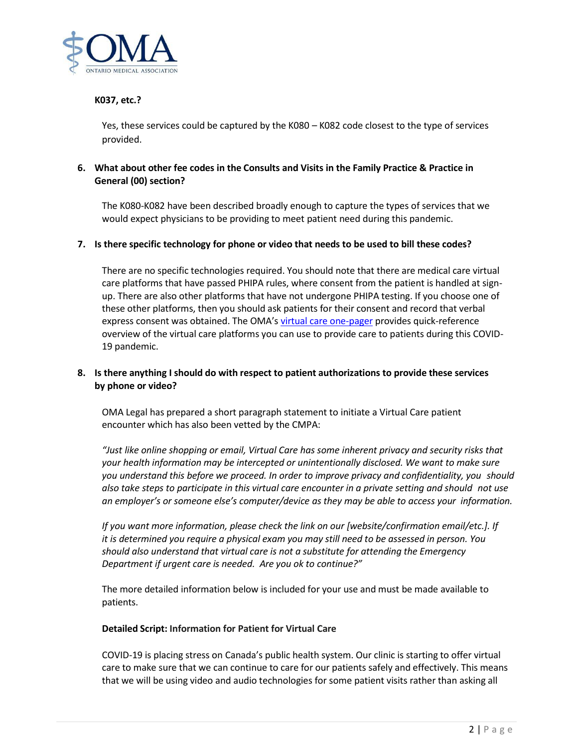**K037, etc.?**

Yes, these services could be captured by the K080 – K082 code closest to the type of services provided.

6. **What about other fee codes in the Consults and Visits in the Family Practice & Practice in General (00) section?**

The K080-K082 have been described broadly enough to capture the types of services that we would expect physicians to be providing to meet patient need during this pandemic.

7. **Is there specific technology for phone or video that needs to be used to bill these codes?**

There are no specific technologies required. You should note that there are medical care virtual care platforms that have passed PHIPA rules, where consent from the patient is handled at sign-up. There are also other platforms that have not undergone PHIPA testing. If you choose one of these other platforms, then you should ask patients for their consent and record that verbal express consent was obtained. The OMA's virtual care one-pager provides quick-reference overview of the virtual care platforms you can use to provide care to patients during this COVID-19 pandemic.

8. **Is there anything I should do with respect to patient authorizations to provide these services by phone or video?**

OMA Legal has prepared a short paragraph statement to initiate a Virtual Care patient encounter which has also been vetted by the CMPA:

*"Just like online shopping or email, Virtual Care has some inherent privacy and security risks that your health information may be intercepted or unintentionally disclosed. We want to make sure you understand this before we proceed. In order to improve privacy and confidentiality, you should also take steps to participate in this virtual care encounter in a private setting and should not use an employer's or someone else's computer/device as they may be able to access your information.*

*If you want more information, please check the link on our [website/confirmation email/etc.]. If it is determined you require a physical exam you may still need to be assessed in person. You should also understand that virtual care is not a substitute for attending the Emergency Department if urgent care is needed. Are you ok to continue?"*

The more detailed information below is included for your use and must be made available to patients.

**Detailed Script: Information for Patient for Virtual Care**

COVID-19 is placing stress on Canada's public health system. Our clinic is starting to offer virtual care to make sure that we can continue to care for our patients safely and effectively. This means that we will be using video and audio technologies for some patient visits rather than asking all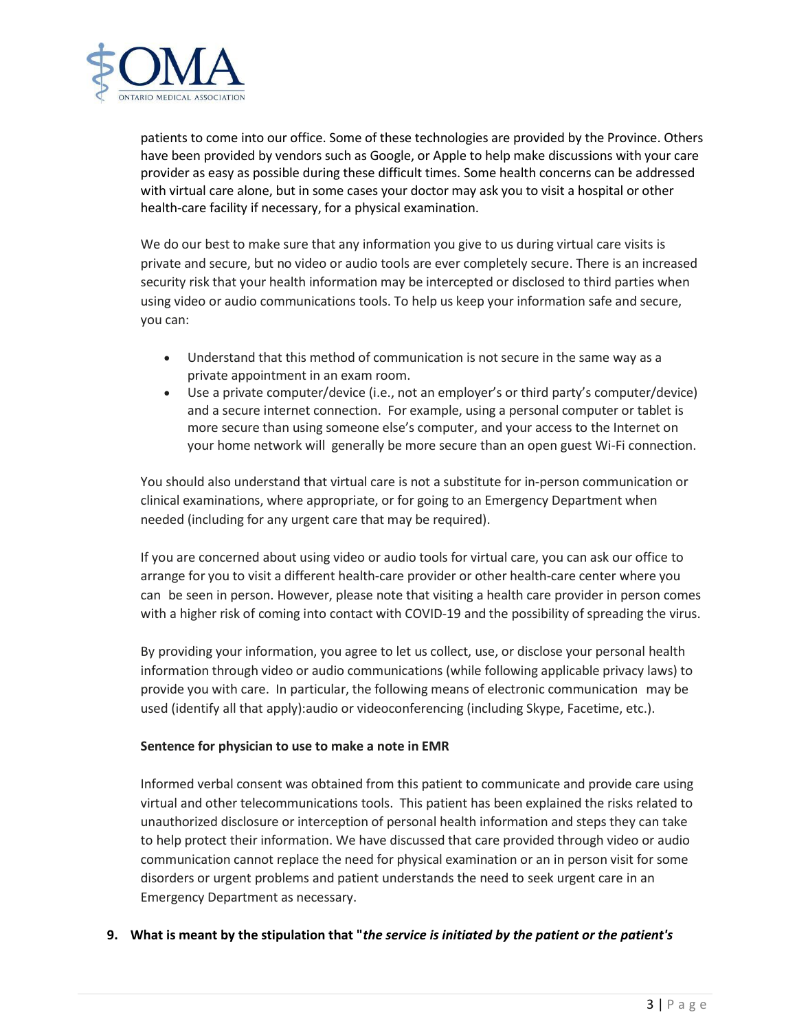patients to come into our office. Some of these technologies are provided by the Province. Others have been provided by vendors such as Google, or Apple to help make discussions with your care provider as easy as possible during these difficult times. Some health concerns can be addressed with virtual care alone, but in some cases your doctor may ask you to visit a hospital or other health-care facility if necessary, for a physical examination.

We do our best to make sure that any information you give to us during virtual care visits is private and secure, but no video or audio tools are ever completely secure. There is an increased security risk that your health information may be intercepted or disclosed to third parties when using video or audio communications tools. To help us keep your information safe and secure, you can:

- Understand that this method of communication is not secure in the same way as a private appointment in an exam room.
- Use a private computer/device (i.e., not an employer's or third party's computer/device) and a secure internet connection. For example, using a personal computer or tablet is more secure than using someone else's computer, and your access to the Internet on your home network will generally be more secure than an open guest Wi-Fi connection.

You should also understand that virtual care is not a substitute for in-person communication or clinical examinations, where appropriate, or for going to an Emergency Department when needed (including for any urgent care that may be required).

If you are concerned about using video or audio tools for virtual care, you can ask our office to arrange for you to visit a different health-care provider or other health-care center where you can be seen in person. However, please note that visiting a health care provider in person comes with a higher risk of coming into contact with COVID-19 and the possibility of spreading the virus.

By providing your information, you agree to let us collect, use, or disclose your personal health information through video or audio communications (while following applicable privacy laws) to provide you with care. In particular, the following means of electronic communication may be used (identify all that apply):audio or videoconferencing (including Skype, Facetime, etc.).

**Sentence for physician to use to make a note in EMR**

Informed verbal consent was obtained from this patient to communicate and provide care using virtual and other telecommunications tools. This patient has been explained the risks related to unauthorized disclosure or interception of personal health information and steps they can take to help protect their information. We have discussed that care provided through video or audio communication cannot replace the need for physical examination or an in person visit for some disorders or urgent problems and patient understands the need to seek urgent care in an Emergency Department as necessary.

**9. What is meant by the stipulation that "*the service is initiated by the patient or the patient's***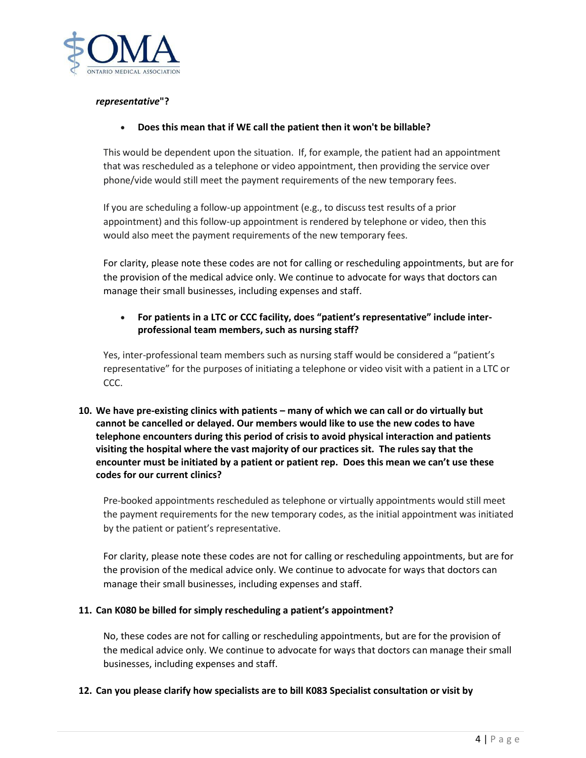***representative*"?**

- **Does this mean that if WE call the patient then it won't be billable?**

This would be dependent upon the situation. If, for example, the patient had an appointment that was rescheduled as a telephone or video appointment, then providing the service over phone/vide would still meet the payment requirements of the new temporary fees.

If you are scheduling a follow-up appointment (e.g., to discuss test results of a prior appointment) and this follow-up appointment is rendered by telephone or video, then this would also meet the payment requirements of the new temporary fees.

For clarity, please note these codes are not for calling or rescheduling appointments, but are for the provision of the medical advice only. We continue to advocate for ways that doctors can manage their small businesses, including expenses and staff.

- **For patients in a LTC or CCC facility, does "patient's representative" include inter-professional team members, such as nursing staff?**

Yes, inter-professional team members such as nursing staff would be considered a "patient's representative" for the purposes of initiating a telephone or video visit with a patient in a LTC or CCC.

**10. We have pre-existing clinics with patients – many of which we can call or do virtually but cannot be cancelled or delayed. Our members would like to use the new codes to have telephone encounters during this period of crisis to avoid physical interaction and patients visiting the hospital where the vast majority of our practices sit. The rules say that the encounter must be initiated by a patient or patient rep. Does this mean we can't use these codes for our current clinics?**

Pre-booked appointments rescheduled as telephone or virtually appointments would still meet the payment requirements for the new temporary codes, as the initial appointment was initiated by the patient or patient's representative.

For clarity, please note these codes are not for calling or rescheduling appointments, but are for the provision of the medical advice only. We continue to advocate for ways that doctors can manage their small businesses, including expenses and staff.

**11. Can K080 be billed for simply rescheduling a patient's appointment?**

No, these codes are not for calling or rescheduling appointments, but are for the provision of the medical advice only. We continue to advocate for ways that doctors can manage their small businesses, including expenses and staff.

**12. Can you please clarify how specialists are to bill K083 Specialist consultation or visit by**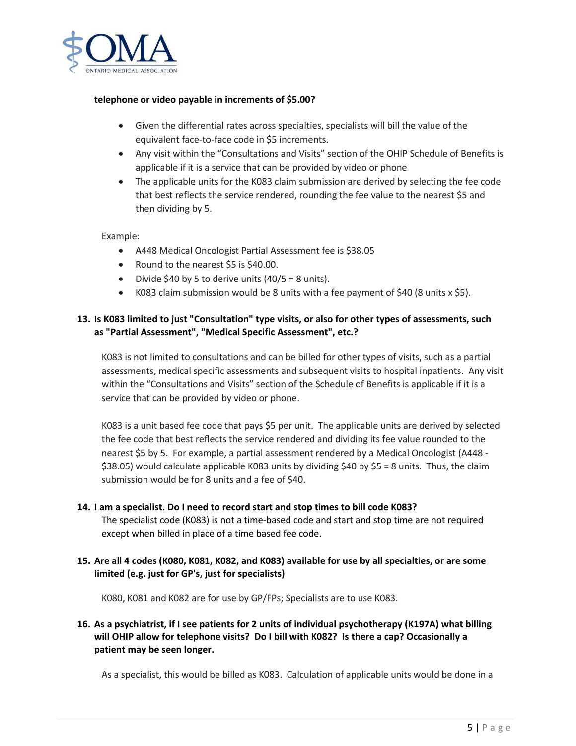**telephone or video payable in increments of $5.00?**

- Given the differential rates across specialties, specialists will bill the value of the equivalent face-to-face code in $5 increments.
- Any visit within the "Consultations and Visits" section of the OHIP Schedule of Benefits is applicable if it is a service that can be provided by video or phone
- The applicable units for the K083 claim submission are derived by selecting the fee code that best reflects the service rendered, rounding the fee value to the nearest $5 and then dividing by 5.

Example:

- A448 Medical Oncologist Partial Assessment fee is $38.05
- Round to the nearest $5 is $40.00.
- Divide $40 by 5 to derive units (40/5 = 8 units).
- K083 claim submission would be 8 units with a fee payment of $40 (8 units x $5).

**13. Is K083 limited to just "Consultation" type visits, or also for other types of assessments, such as "Partial Assessment", "Medical Specific Assessment", etc.?**

K083 is not limited to consultations and can be billed for other types of visits, such as a partial assessments, medical specific assessments and subsequent visits to hospital inpatients. Any visit within the "Consultations and Visits" section of the Schedule of Benefits is applicable if it is a service that can be provided by video or phone.

K083 is a unit based fee code that pays $5 per unit. The applicable units are derived by selected the fee code that best reflects the service rendered and dividing its fee value rounded to the nearest $5 by 5. For example, a partial assessment rendered by a Medical Oncologist (A448 - $38.05) would calculate applicable K083 units by dividing $40 by $5 = 8 units. Thus, the claim submission would be for 8 units and a fee of $40.

**14. I am a specialist. Do I need to record start and stop times to bill code K083?**

The specialist code (K083) is not a time-based code and start and stop time are not required except when billed in place of a time based fee code.

**15. Are all 4 codes (K080, K081, K082, and K083) available for use by all specialties, or are some limited (e.g. just for GP's, just for specialists)**

K080, K081 and K082 are for use by GP/FPs; Specialists are to use K083.

**16. As a psychiatrist, if I see patients for 2 units of individual psychotherapy (K197A) what billing will OHIP allow for telephone visits? Do I bill with K082? Is there a cap? Occasionally a patient may be seen longer.**

As a specialist, this would be billed as K083. Calculation of applicable units would be done in a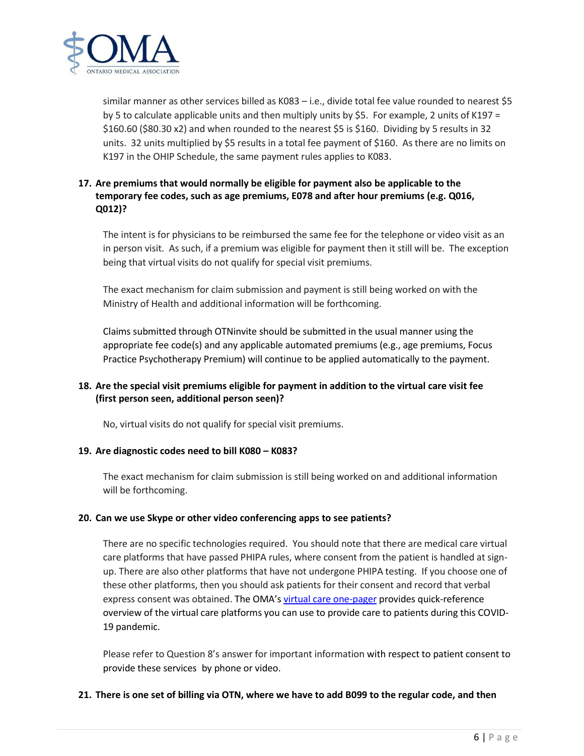similar manner as other services billed as K083 – i.e., divide total fee value rounded to nearest $5 by 5 to calculate applicable units and then multiply units by $5. For example, 2 units of K197 = $160.60 ($80.30 x2) and when rounded to the nearest $5 is $160. Dividing by 5 results in 32 units. 32 units multiplied by $5 results in a total fee payment of $160. As there are no limits on K197 in the OHIP Schedule, the same payment rules applies to K083.

**17. Are premiums that would normally be eligible for payment also be applicable to the temporary fee codes, such as age premiums, E078 and after hour premiums (e.g. Q016, Q012)?**

The intent is for physicians to be reimbursed the same fee for the telephone or video visit as an in person visit. As such, if a premium was eligible for payment then it still will be. The exception being that virtual visits do not qualify for special visit premiums.

The exact mechanism for claim submission and payment is still being worked on with the Ministry of Health and additional information will be forthcoming.

Claims submitted through OTNinvite should be submitted in the usual manner using the appropriate fee code(s) and any applicable automated premiums (e.g., age premiums, Focus Practice Psychotherapy Premium) will continue to be applied automatically to the payment.

**18. Are the special visit premiums eligible for payment in addition to the virtual care visit fee (first person seen, additional person seen)?**

No, virtual visits do not qualify for special visit premiums.

**19. Are diagnostic codes need to bill K080 – K083?**

The exact mechanism for claim submission is still being worked on and additional information will be forthcoming.

**20. Can we use Skype or other video conferencing apps to see patients?**

There are no specific technologies required. You should note that there are medical care virtual care platforms that have passed PHIPA rules, where consent from the patient is handled at sign-up. There are also other platforms that have not undergone PHIPA testing. If you choose one of these other platforms, then you should ask patients for their consent and record that verbal express consent was obtained. The OMA's virtual care one-pager provides quick-reference overview of the virtual care platforms you can use to provide care to patients during this COVID-19 pandemic.

Please refer to Question 8's answer for important information with respect to patient consent to provide these services by phone or video.

**21. There is one set of billing via OTN, where we have to add B099 to the regular code, and then**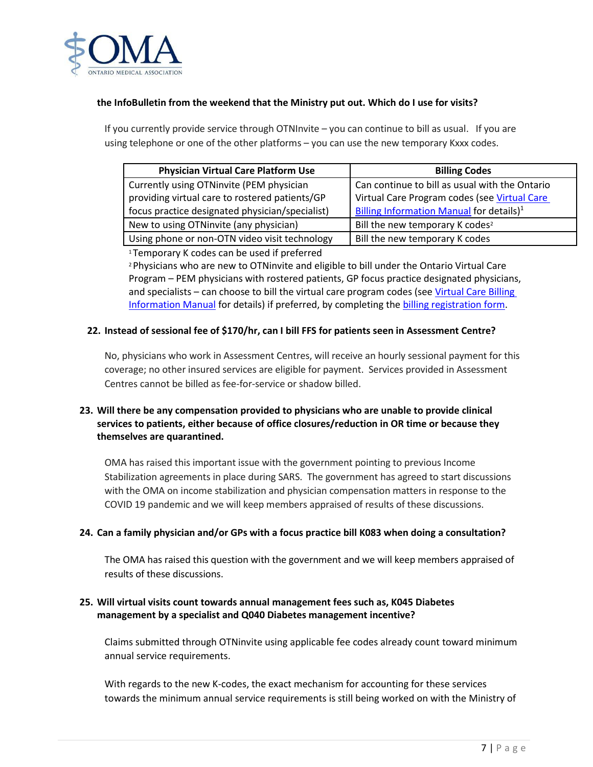**the InfoBulletin from the weekend that the Ministry put out. Which do I use for visits?**

If you currently provide service through OTNInvite – you can continue to bill as usual. If you are using telephone or one of the other platforms – you can use the new temporary Kxxx codes.

| Physician Virtual Care Platform Use | Billing Codes |
|---|---|
| Currently using OTNinvite (PEM physician providing virtual care to rostered patients/GP focus practice designated physician/specialist) | Can continue to bill as usual with the Ontario Virtual Care Program codes (see Virtual Care Billing Information Manual for details)[1] |
| New to using OTNinvite (any physician) | Bill the new temporary K codes[2] |
| Using phone or non-OTN video visit technology | Bill the new temporary K codes |

[1] Temporary K codes can be used if preferred

[2] Physicians who are new to OTNinvite and eligible to bill under the Ontario Virtual Care Program – PEM physicians with rostered patients, GP focus practice designated physicians, and specialists – can choose to bill the virtual care program codes (see Virtual Care Billing Information Manual for details) if preferred, by completing the billing registration form.

**22. Instead of sessional fee of $170/hr, can I bill FFS for patients seen in Assessment Centre?**

No, physicians who work in Assessment Centres, will receive an hourly sessional payment for this coverage; no other insured services are eligible for payment. Services provided in Assessment Centres cannot be billed as fee-for-service or shadow billed.

**23. Will there be any compensation provided to physicians who are unable to provide clinical services to patients, either because of office closures/reduction in OR time or because they themselves are quarantined.**

OMA has raised this important issue with the government pointing to previous Income Stabilization agreements in place during SARS. The government has agreed to start discussions with the OMA on income stabilization and physician compensation matters in response to the COVID 19 pandemic and we will keep members appraised of results of these discussions.

**24. Can a family physician and/or GPs with a focus practice bill K083 when doing a consultation?**

The OMA has raised this question with the government and we will keep members appraised of results of these discussions.

**25. Will virtual visits count towards annual management fees such as, K045 Diabetes management by a specialist and Q040 Diabetes management incentive?**

Claims submitted through OTNinvite using applicable fee codes already count toward minimum annual service requirements.

With regards to the new K-codes, the exact mechanism for accounting for these services towards the minimum annual service requirements is still being worked on with the Ministry of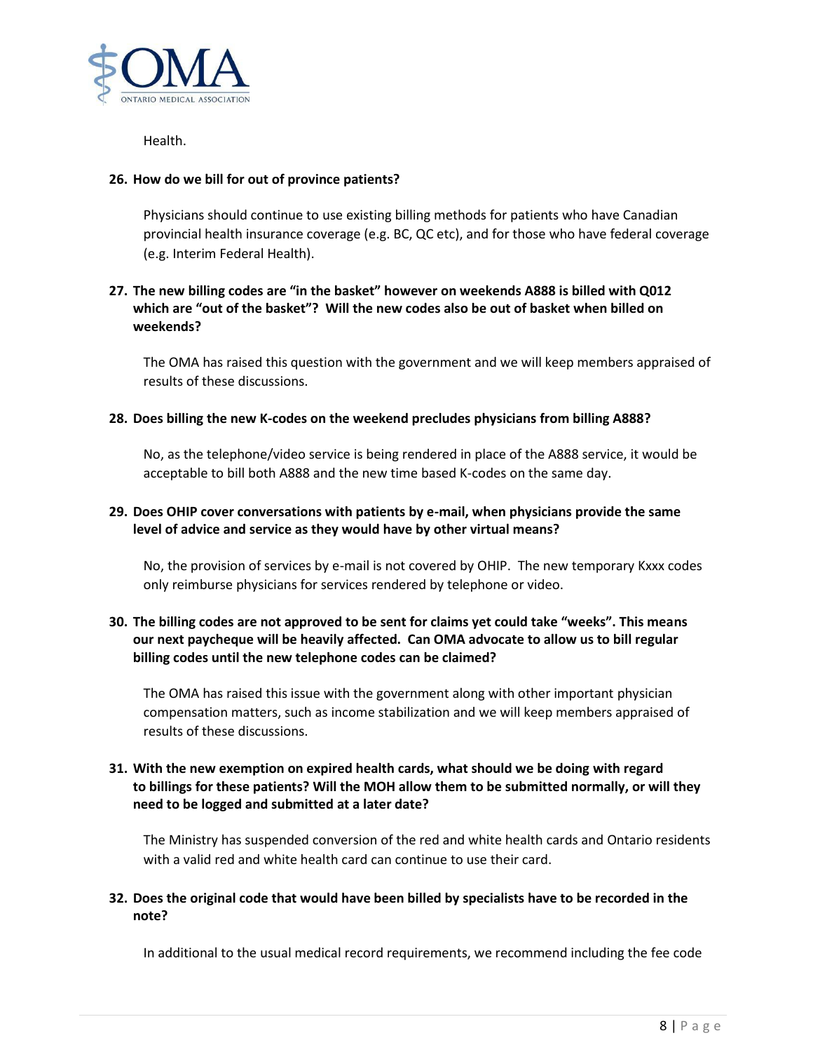Health.

**26. How do we bill for out of province patients?**

Physicians should continue to use existing billing methods for patients who have Canadian provincial health insurance coverage (e.g. BC, QC etc), and for those who have federal coverage (e.g. Interim Federal Health).

**27. The new billing codes are "in the basket" however on weekends A888 is billed with Q012 which are "out of the basket"? Will the new codes also be out of basket when billed on weekends?**

The OMA has raised this question with the government and we will keep members appraised of results of these discussions.

**28. Does billing the new K-codes on the weekend precludes physicians from billing A888?**

No, as the telephone/video service is being rendered in place of the A888 service, it would be acceptable to bill both A888 and the new time based K-codes on the same day.

**29. Does OHIP cover conversations with patients by e-mail, when physicians provide the same level of advice and service as they would have by other virtual means?**

No, the provision of services by e-mail is not covered by OHIP. The new temporary Kxxx codes only reimburse physicians for services rendered by telephone or video.

**30. The billing codes are not approved to be sent for claims yet could take "weeks". This means our next paycheque will be heavily affected. Can OMA advocate to allow us to bill regular billing codes until the new telephone codes can be claimed?**

The OMA has raised this issue with the government along with other important physician compensation matters, such as income stabilization and we will keep members appraised of results of these discussions.

**31. With the new exemption on expired health cards, what should we be doing with regard to billings for these patients? Will the MOH allow them to be submitted normally, or will they need to be logged and submitted at a later date?**

The Ministry has suspended conversion of the red and white health cards and Ontario residents with a valid red and white health card can continue to use their card.

**32. Does the original code that would have been billed by specialists have to be recorded in the note?**

In additional to the usual medical record requirements, we recommend including the fee code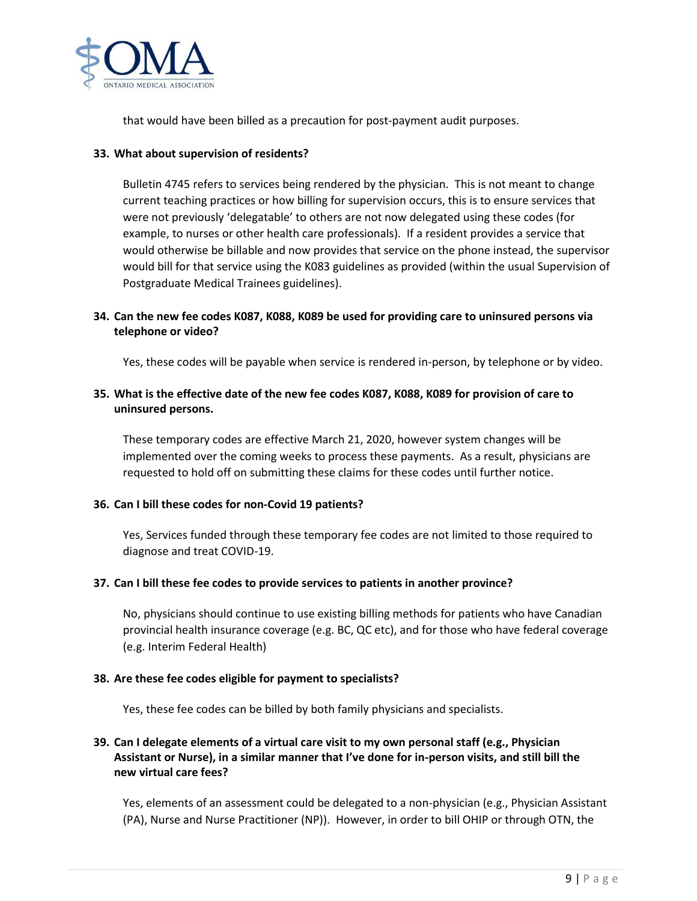that would have been billed as a precaution for post-payment audit purposes.

**33. What about supervision of residents?**

Bulletin 4745 refers to services being rendered by the physician. This is not meant to change current teaching practices or how billing for supervision occurs, this is to ensure services that were not previously 'delegatable' to others are not now delegated using these codes (for example, to nurses or other health care professionals). If a resident provides a service that would otherwise be billable and now provides that service on the phone instead, the supervisor would bill for that service using the K083 guidelines as provided (within the usual Supervision of Postgraduate Medical Trainees guidelines).

**34. Can the new fee codes K087, K088, K089 be used for providing care to uninsured persons via telephone or video?**

Yes, these codes will be payable when service is rendered in-person, by telephone or by video.

**35. What is the effective date of the new fee codes K087, K088, K089 for provision of care to uninsured persons.**

These temporary codes are effective March 21, 2020, however system changes will be implemented over the coming weeks to process these payments. As a result, physicians are requested to hold off on submitting these claims for these codes until further notice.

**36. Can I bill these codes for non-Covid 19 patients?**

Yes, Services funded through these temporary fee codes are not limited to those required to diagnose and treat COVID-19.

**37. Can I bill these fee codes to provide services to patients in another province?**

No, physicians should continue to use existing billing methods for patients who have Canadian provincial health insurance coverage (e.g. BC, QC etc), and for those who have federal coverage (e.g. Interim Federal Health)

**38. Are these fee codes eligible for payment to specialists?**

Yes, these fee codes can be billed by both family physicians and specialists.

**39. Can I delegate elements of a virtual care visit to my own personal staff (e.g., Physician Assistant or Nurse), in a similar manner that I've done for in-person visits, and still bill the new virtual care fees?**

Yes, elements of an assessment could be delegated to a non-physician (e.g., Physician Assistant (PA), Nurse and Nurse Practitioner (NP)). However, in order to bill OHIP or through OTN, the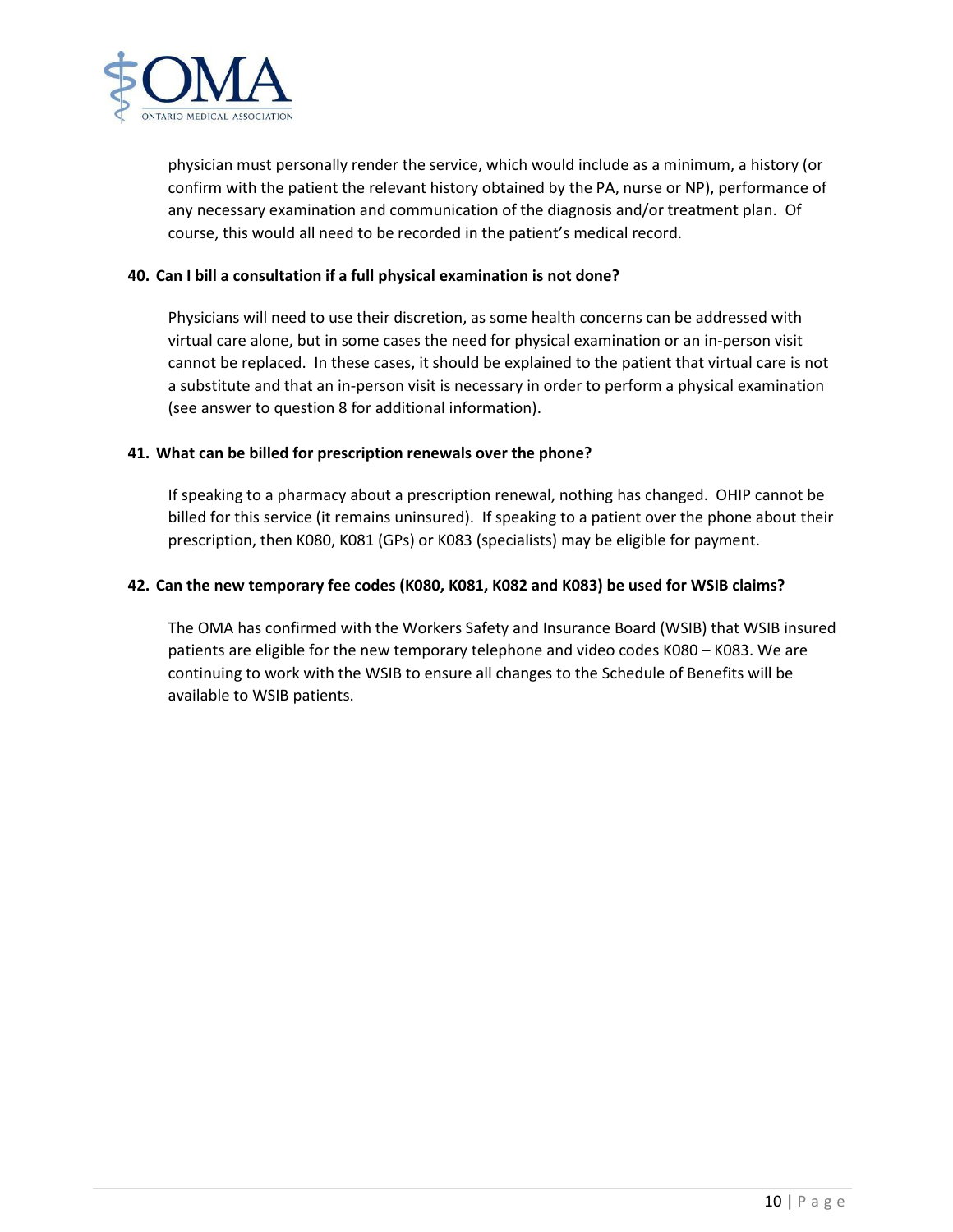physician must personally render the service, which would include as a minimum, a history (or confirm with the patient the relevant history obtained by the PA, nurse or NP), performance of any necessary examination and communication of the diagnosis and/or treatment plan. Of course, this would all need to be recorded in the patient's medical record.

**40. Can I bill a consultation if a full physical examination is not done?**

Physicians will need to use their discretion, as some health concerns can be addressed with virtual care alone, but in some cases the need for physical examination or an in-person visit cannot be replaced. In these cases, it should be explained to the patient that virtual care is not a substitute and that an in-person visit is necessary in order to perform a physical examination (see answer to question 8 for additional information).

**41. What can be billed for prescription renewals over the phone?**

If speaking to a pharmacy about a prescription renewal, nothing has changed. OHIP cannot be billed for this service (it remains uninsured). If speaking to a patient over the phone about their prescription, then K080, K081 (GPs) or K083 (specialists) may be eligible for payment.

**42. Can the new temporary fee codes (K080, K081, K082 and K083) be used for WSIB claims?**

The OMA has confirmed with the Workers Safety and Insurance Board (WSIB) that WSIB insured patients are eligible for the new temporary telephone and video codes K080 – K083. We are continuing to work with the WSIB to ensure all changes to the Schedule of Benefits will be available to WSIB patients.